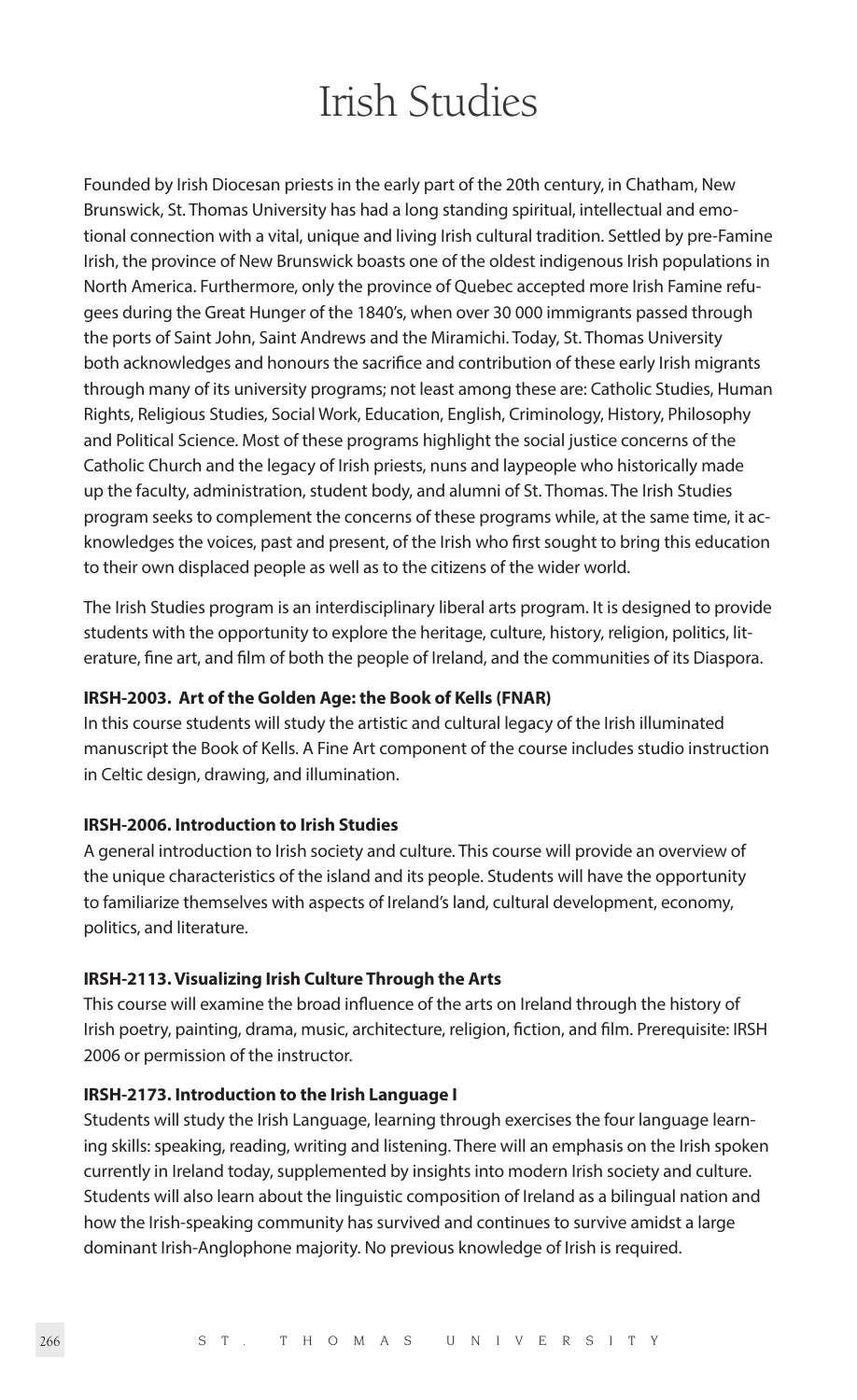# Irish Studies

Founded by Irish Diocesan priests in the early part of the 20th century, in Chatham, New Brunswick, St. Thomas University has had a long standing spiritual, intellectual and emotional connection with a vital, unique and living Irish cultural tradition. Settled by pre-Famine Irish, the province of New Brunswick boasts one of the oldest indigenous Irish populations in North America. Furthermore, only the province of Quebec accepted more Irish Famine refugees during the Great Hunger of the 1840's, when over 30 000 immigrants passed through the ports of Saint John, Saint Andrews and the Miramichi. Today, St. Thomas University both acknowledges and honours the sacrifice and contribution of these early Irish migrants through many of its university programs; not least among these are: Catholic Studies, Human Rights, Religious Studies, Social Work, Education, English, Criminology, History, Philosophy and Political Science. Most of these programs highlight the social justice concerns of the Catholic Church and the legacy of Irish priests, nuns and laypeople who historically made up the faculty, administration, student body, and alumni of St. Thomas. The Irish Studies program seeks to complement the concerns of these programs while, at the same time, it acknowledges the voices, past and present, of the Irish who first sought to bring this education to their own displaced people as well as to the citizens of the wider world.

The Irish Studies program is an interdisciplinary liberal arts program. It is designed to provide students with the opportunity to explore the heritage, culture, history, religion, politics, literature, fine art, and film of both the people of Ireland, and the communities of its Diaspora.

**IRSH-2003. Art of the Golden Age: the Book of Kells (FNAR)**
In this course students will study the artistic and cultural legacy of the Irish illuminated manuscript the Book of Kells. A Fine Art component of the course includes studio instruction in Celtic design, drawing, and illumination.

**IRSH-2006. Introduction to Irish Studies**
A general introduction to Irish society and culture. This course will provide an overview of the unique characteristics of the island and its people. Students will have the opportunity to familiarize themselves with aspects of Ireland's land, cultural development, economy, politics, and literature.

**IRSH-2113. Visualizing Irish Culture Through the Arts**
This course will examine the broad influence of the arts on Ireland through the history of Irish poetry, painting, drama, music, architecture, religion, fiction, and film. Prerequisite: IRSH 2006 or permission of the instructor.

**IRSH-2173. Introduction to the Irish Language I**
Students will study the Irish Language, learning through exercises the four language learning skills: speaking, reading, writing and listening. There will an emphasis on the Irish spoken currently in Ireland today, supplemented by insights into modern Irish society and culture. Students will also learn about the linguistic composition of Ireland as a bilingual nation and how the Irish-speaking community has survived and continues to survive amidst a large dominant Irish-Anglophone majority. No previous knowledge of Irish is required.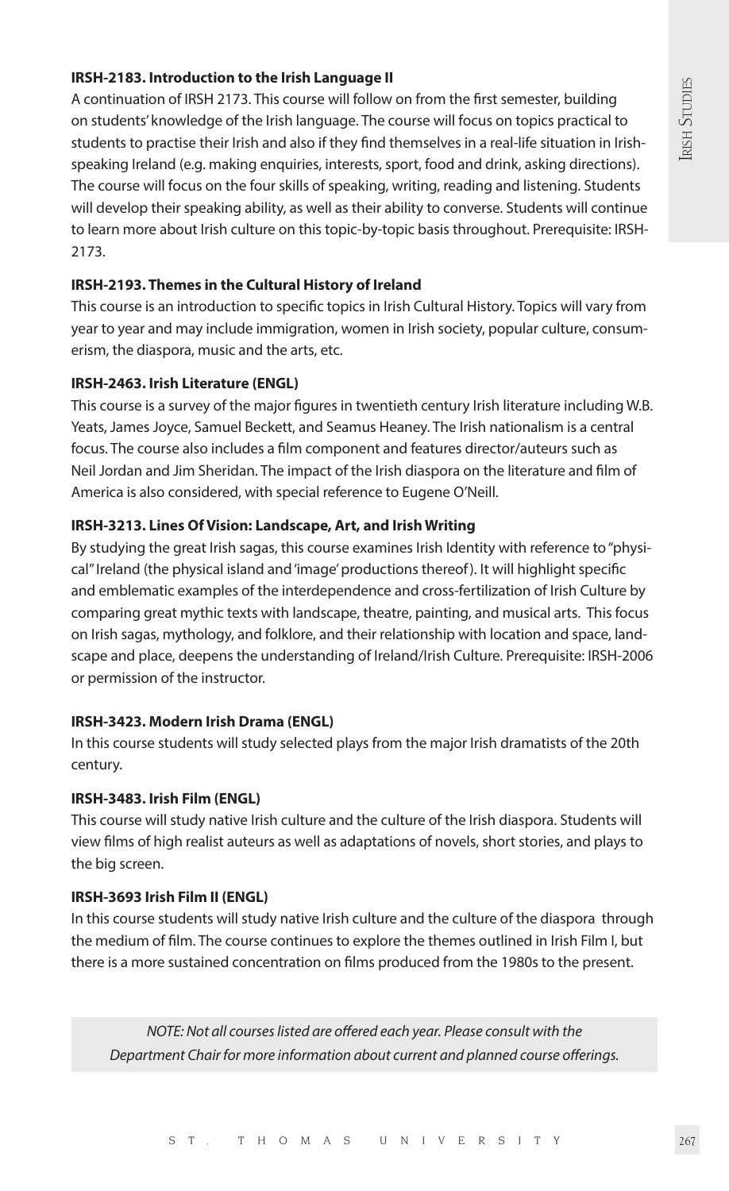**IRSH-2183. Introduction to the Irish Language II**

A continuation of IRSH 2173. This course will follow on from the first semester, building on students' knowledge of the Irish language. The course will focus on topics practical to students to practise their Irish and also if they find themselves in a real-life situation in Irish-speaking Ireland (e.g. making enquiries, interests, sport, food and drink, asking directions). The course will focus on the four skills of speaking, writing, reading and listening. Students will develop their speaking ability, as well as their ability to converse. Students will continue to learn more about Irish culture on this topic-by-topic basis throughout. Prerequisite: IRSH-2173.

**IRSH-2193. Themes in the Cultural History of Ireland**

This course is an introduction to specific topics in Irish Cultural History. Topics will vary from year to year and may include immigration, women in Irish society, popular culture, consumerism, the diaspora, music and the arts, etc.

**IRSH-2463. Irish Literature (ENGL)**

This course is a survey of the major figures in twentieth century Irish literature including W.B. Yeats, James Joyce, Samuel Beckett, and Seamus Heaney. The Irish nationalism is a central focus. The course also includes a film component and features director/auteurs such as Neil Jordan and Jim Sheridan. The impact of the Irish diaspora on the literature and film of America is also considered, with special reference to Eugene O'Neill.

**IRSH-3213. Lines Of Vision: Landscape, Art, and Irish Writing**

By studying the great Irish sagas, this course examines Irish Identity with reference to "physical" Ireland (the physical island and 'image' productions thereof). It will highlight specific and emblematic examples of the interdependence and cross-fertilization of Irish Culture by comparing great mythic texts with landscape, theatre, painting, and musical arts. This focus on Irish sagas, mythology, and folklore, and their relationship with location and space, landscape and place, deepens the understanding of Ireland/Irish Culture. Prerequisite: IRSH-2006 or permission of the instructor.

**IRSH-3423. Modern Irish Drama (ENGL)**

In this course students will study selected plays from the major Irish dramatists of the 20th century.

**IRSH-3483. Irish Film (ENGL)**

This course will study native Irish culture and the culture of the Irish diaspora. Students will view films of high realist auteurs as well as adaptations of novels, short stories, and plays to the big screen.

**IRSH-3693 Irish Film II (ENGL)**

In this course students will study native Irish culture and the culture of the diaspora through the medium of film. The course continues to explore the themes outlined in Irish Film I, but there is a more sustained concentration on films produced from the 1980s to the present.

*NOTE: Not all courses listed are offered each year. Please consult with the Department Chair for more information about current and planned course offerings.*